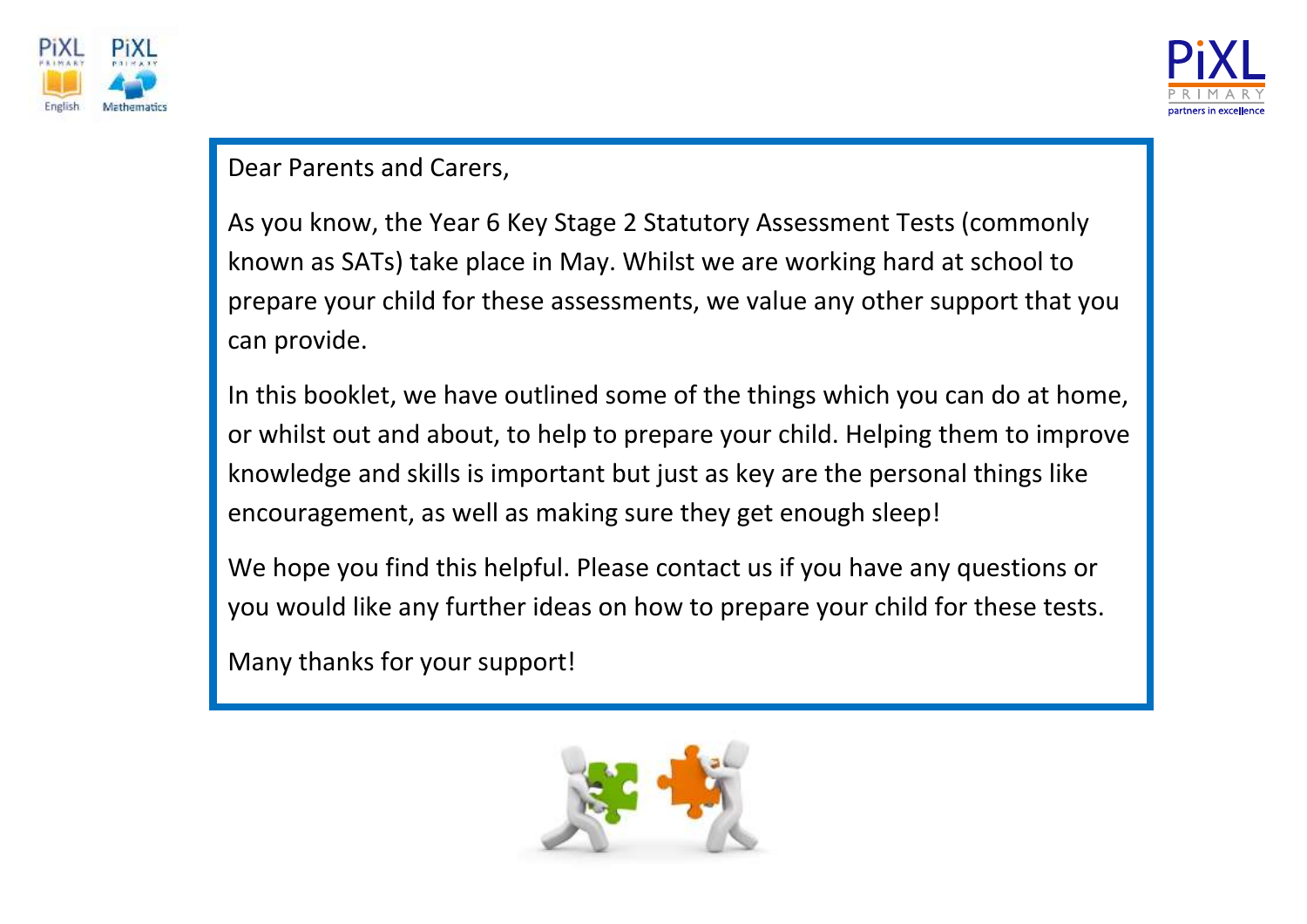Dear Parents and Carers,

As you know, the Year 6 Key Stage 2 Statutory Assessment Tests (commonly known as SATs) take place in May. Whilst we are working hard at school to prepare your child for these assessments, we value any other support that you can provide.

In this booklet, we have outlined some of the things which you can do at home, or whilst out and about, to help to prepare your child. Helping them to improve knowledge and skills is important but just as key are the personal things like encouragement, as well as making sure they get enough sleep!

We hope you find this helpful. Please contact us if you have any questions or you would like any further ideas on how to prepare your child for these tests.

Many thanks for your support!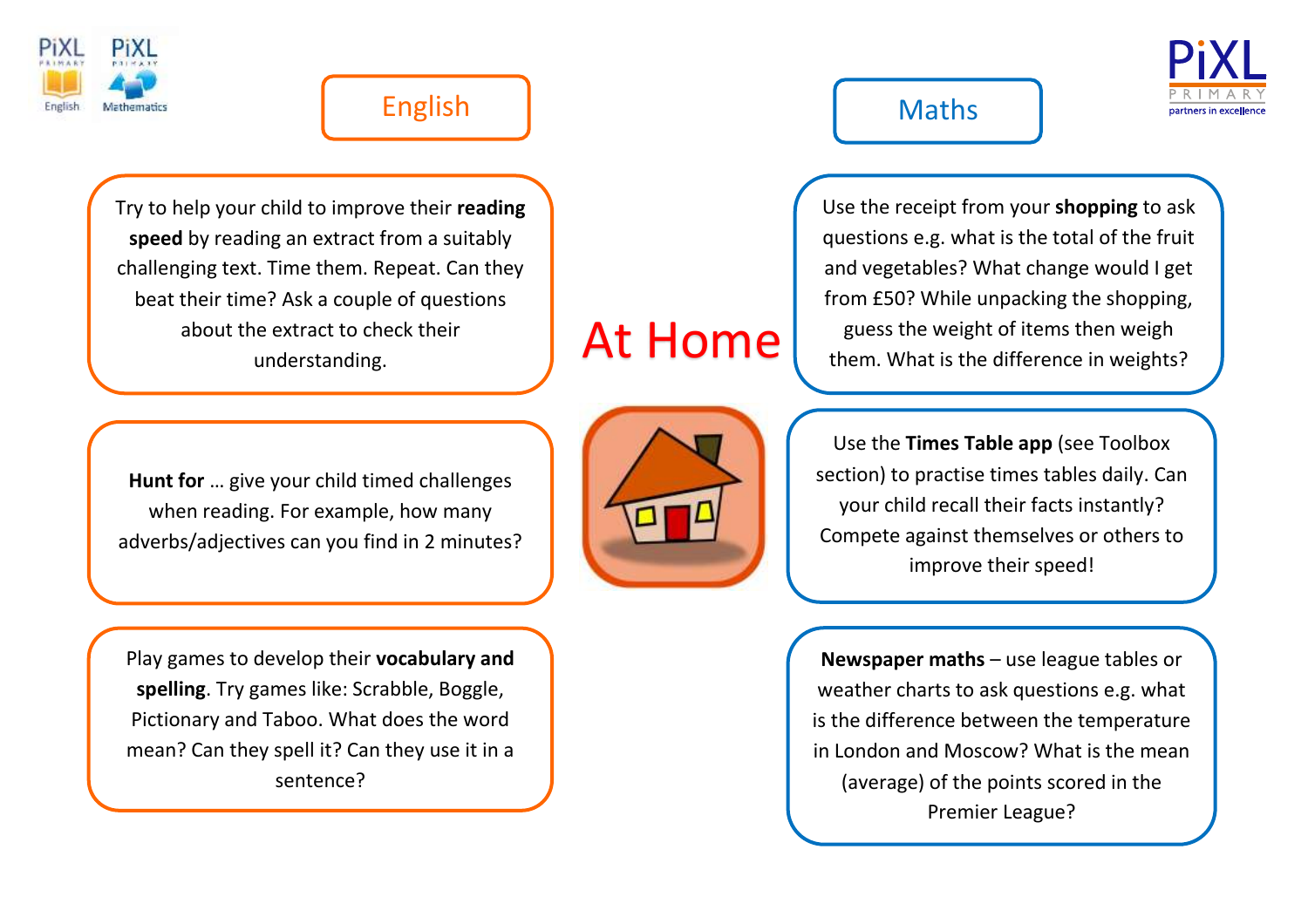# At Home

## English

Try to help your child to improve their **reading speed** by reading an extract from a suitably challenging text. Time them. Repeat. Can they beat their time? Ask a couple of questions about the extract to check their understanding.

**Hunt for** … give your child timed challenges when reading. For example, how many adverbs/adjectives can you find in 2 minutes?

Play games to develop their **vocabulary and spelling**. Try games like: Scrabble, Boggle, Pictionary and Taboo. What does the word mean? Can they spell it? Can they use it in a sentence?

## Maths

Use the receipt from your **shopping** to ask questions e.g. what is the total of the fruit and vegetables? What change would I get from £50? While unpacking the shopping, guess the weight of items then weigh them. What is the difference in weights?

Use the **Times Table app** (see Toolbox section) to practise times tables daily. Can your child recall their facts instantly? Compete against themselves or others to improve their speed!

**Newspaper maths** – use league tables or weather charts to ask questions e.g. what is the difference between the temperature in London and Moscow? What is the mean (average) of the points scored in the Premier League?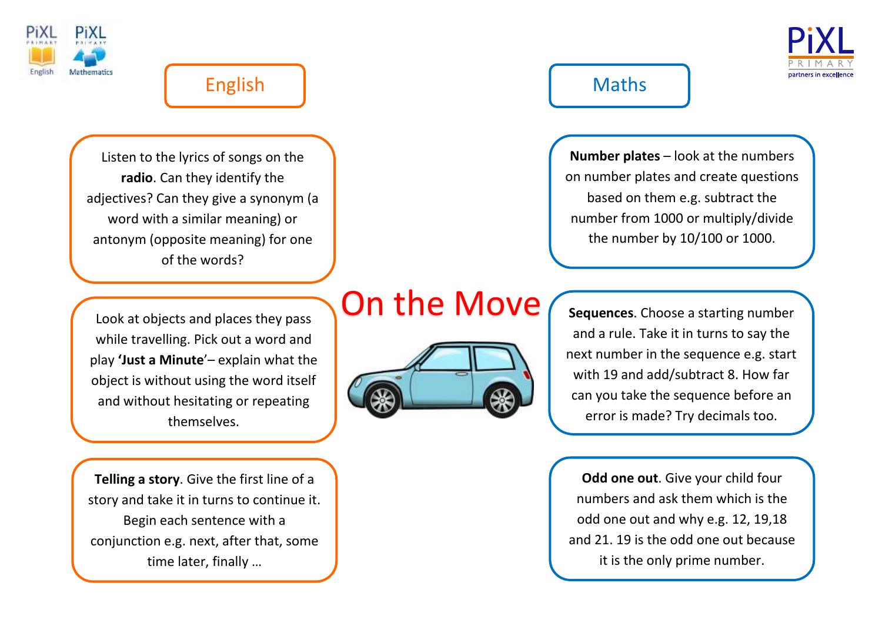# On the Move

## English

Listen to the lyrics of songs on the **radio**. Can they identify the adjectives? Can they give a synonym (a word with a similar meaning) or antonym (opposite meaning) for one of the words?

Look at objects and places they pass while travelling. Pick out a word and play **'Just a Minute'**– explain what the object is without using the word itself and without hesitating or repeating themselves.

**Telling a story**. Give the first line of a story and take it in turns to continue it. Begin each sentence with a conjunction e.g. next, after that, some time later, finally …

## Maths

**Number plates** – look at the numbers on number plates and create questions based on them e.g. subtract the number from 1000 or multiply/divide the number by 10/100 or 1000.

**Sequences**. Choose a starting number and a rule. Take it in turns to say the next number in the sequence e.g. start with 19 and add/subtract 8. How far can you take the sequence before an error is made? Try decimals too.

**Odd one out**. Give your child four numbers and ask them which is the odd one out and why e.g. 12, 19,18 and 21. 19 is the odd one out because it is the only prime number.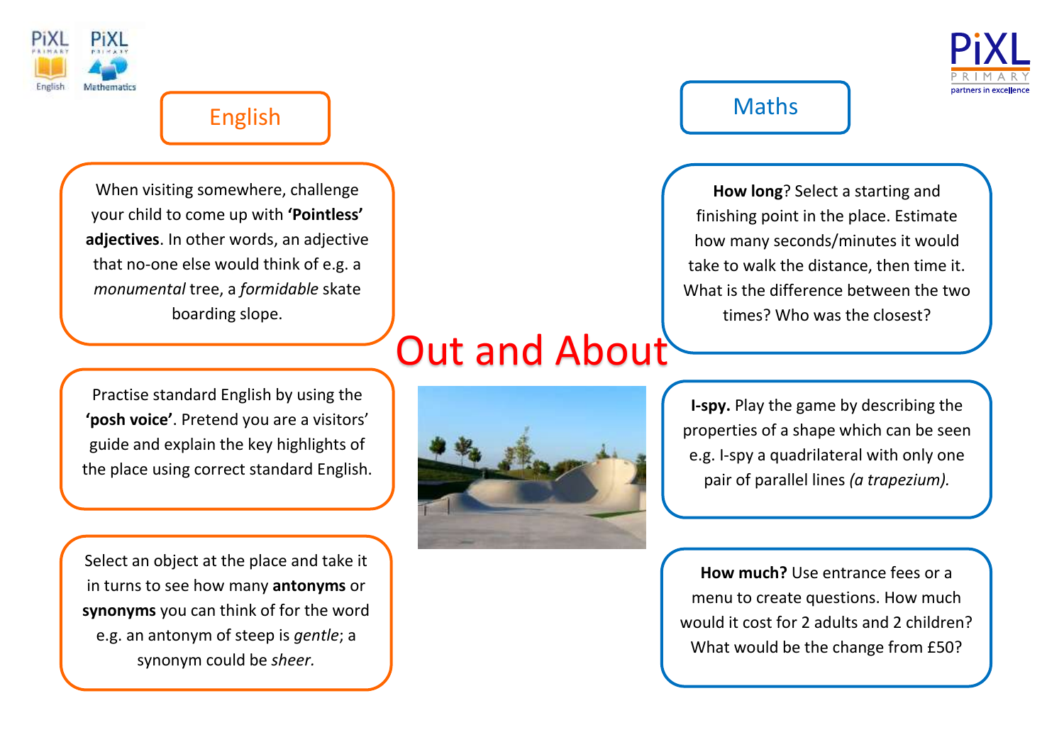# Out and About

## English

When visiting somewhere, challenge your child to come up with **'Pointless' adjectives**. In other words, an adjective that no-one else would think of e.g. a *monumental* tree, a *formidable* skate boarding slope.

Practise standard English by using the **'posh voice'**. Pretend you are a visitors' guide and explain the key highlights of the place using correct standard English.

Select an object at the place and take it in turns to see how many **antonyms** or **synonyms** you can think of for the word e.g. an antonym of steep is *gentle*; a synonym could be *sheer.*

## Maths

**How long**? Select a starting and finishing point in the place. Estimate how many seconds/minutes it would take to walk the distance, then time it. What is the difference between the two times? Who was the closest?

**I-spy.** Play the game by describing the properties of a shape which can be seen e.g. I-spy a quadrilateral with only one pair of parallel lines *(a trapezium).*

**How much?** Use entrance fees or a menu to create questions. How much would it cost for 2 adults and 2 children? What would be the change from £50?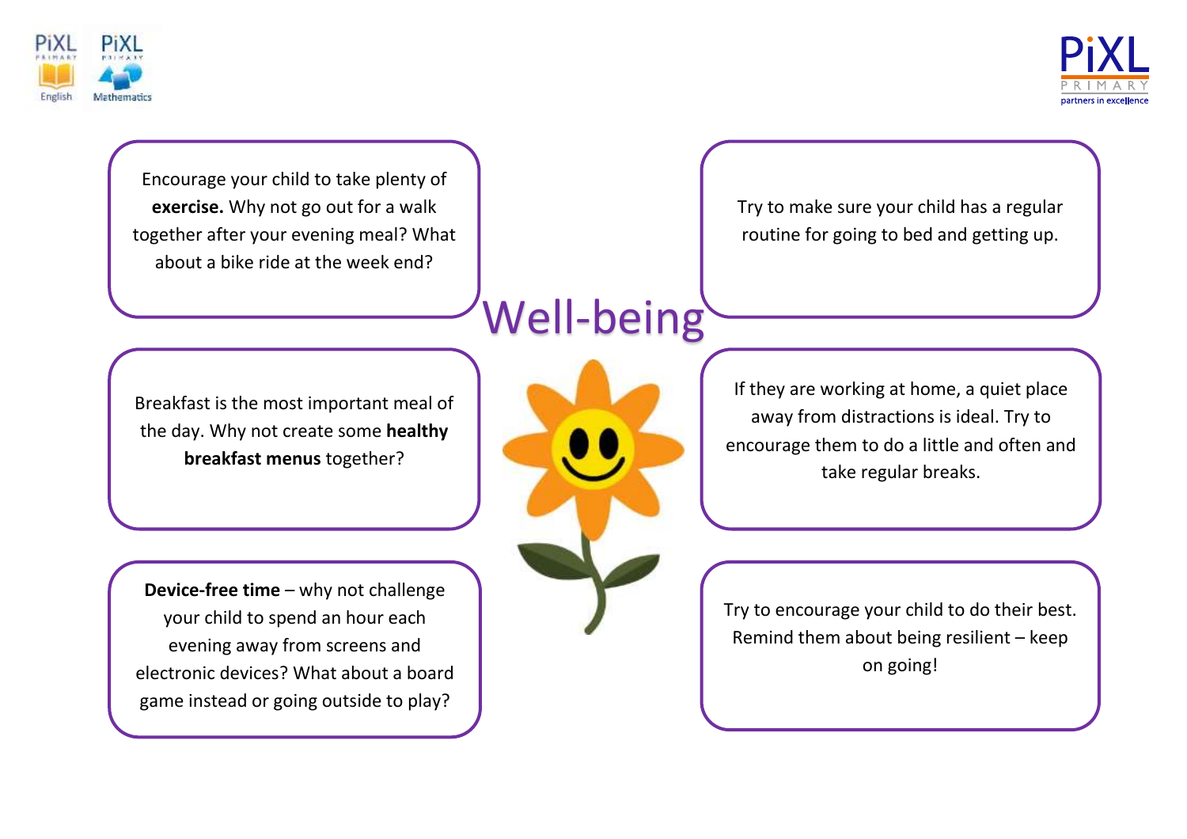# Well-being

Encourage your child to take plenty of **exercise.** Why not go out for a walk together after your evening meal? What about a bike ride at the week end?

Breakfast is the most important meal of the day. Why not create some **healthy breakfast menus** together?

**Device-free time** – why not challenge your child to spend an hour each evening away from screens and electronic devices? What about a board game instead or going outside to play?

Try to make sure your child has a regular routine for going to bed and getting up.

If they are working at home, a quiet place away from distractions is ideal. Try to encourage them to do a little and often and take regular breaks.

Try to encourage your child to do their best. Remind them about being resilient – keep on going!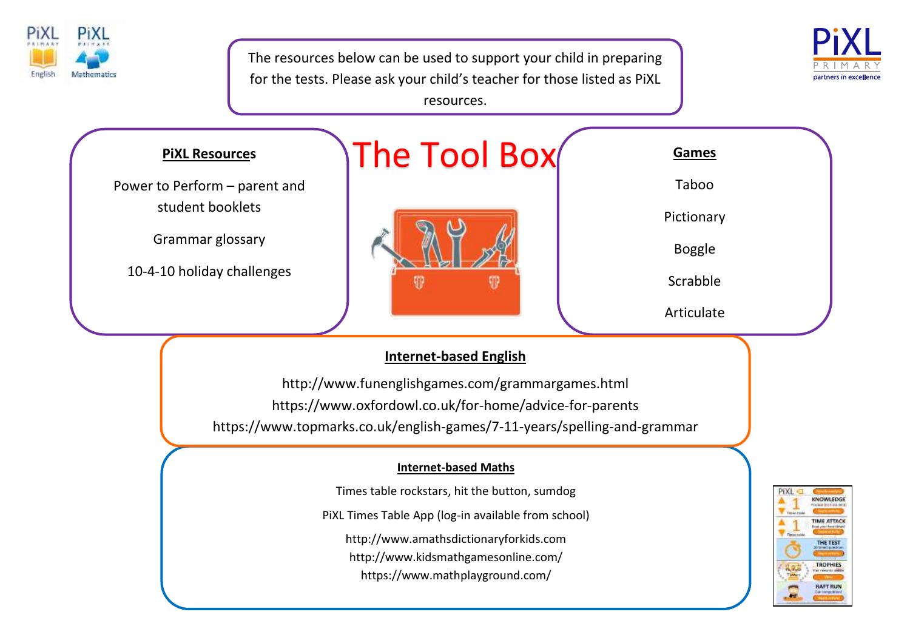The resources below can be used to support your child in preparing for the tests. Please ask your child's teacher for those listed as PiXL resources.

# The Tool Box

## PiXL Resources

Power to Perform – parent and student booklets

Grammar glossary

10-4-10 holiday challenges

## Games

Taboo

Pictionary

Boggle

Scrabble

Articulate

## Internet-based English

http://www.funenglishgames.com/grammargames.html

https://www.oxfordowl.co.uk/for-home/advice-for-parents

https://www.topmarks.co.uk/english-games/7-11-years/spelling-and-grammar

## Internet-based Maths

Times table rockstars, hit the button, sumdog

PiXL Times Table App (log-in available from school)

http://www.amathsdictionaryforkids.com

http://www.kidsmathgamesonline.com/

https://www.mathplayground.com/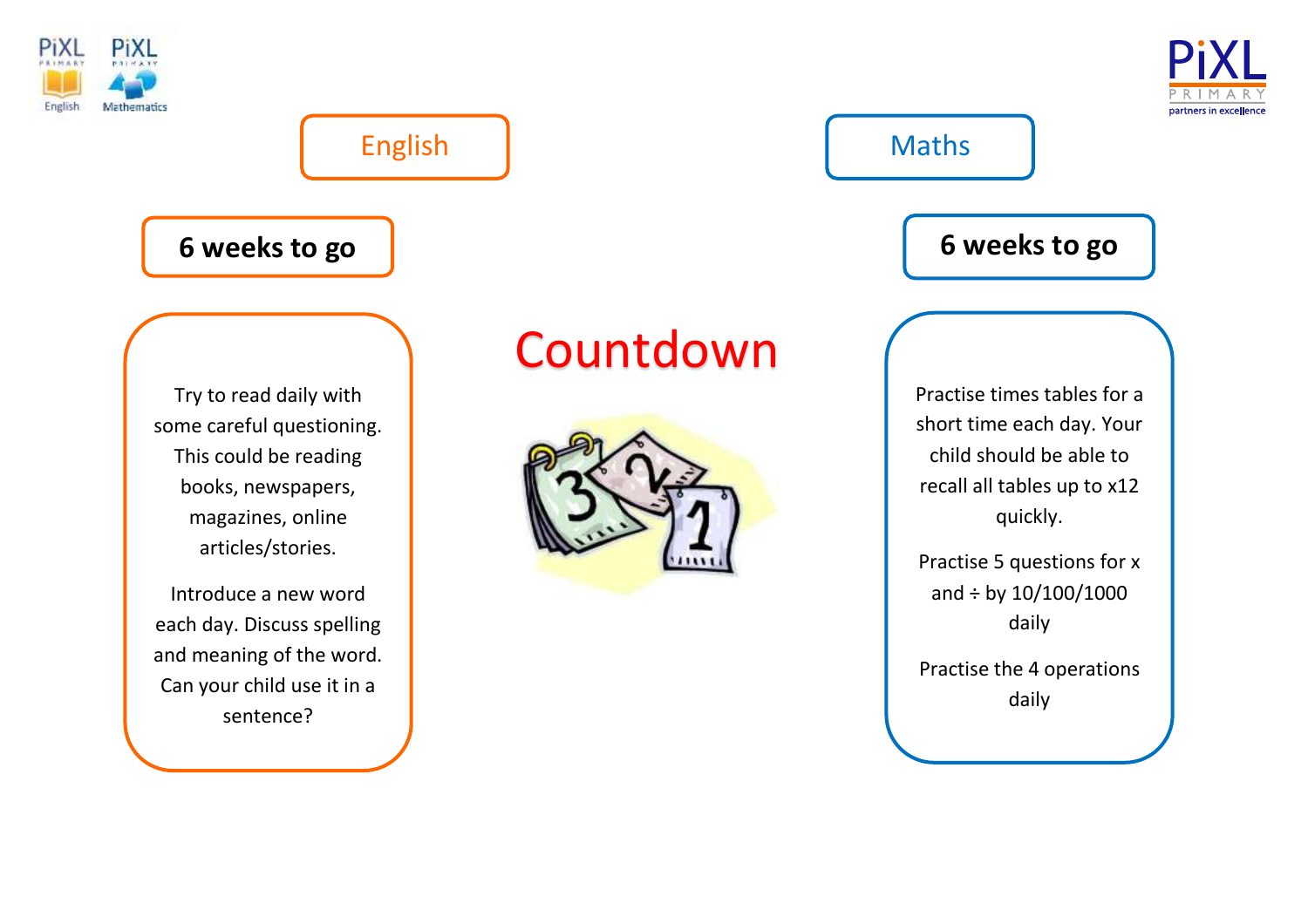# Countdown

## English

### 6 weeks to go

Try to read daily with some careful questioning. This could be reading books, newspapers, magazines, online articles/stories.

Introduce a new word each day. Discuss spelling and meaning of the word. Can your child use it in a sentence?

## Maths

### 6 weeks to go

Practise times tables for a short time each day. Your child should be able to recall all tables up to x12 quickly.

Practise 5 questions for x and ÷ by 10/100/1000 daily

Practise the 4 operations daily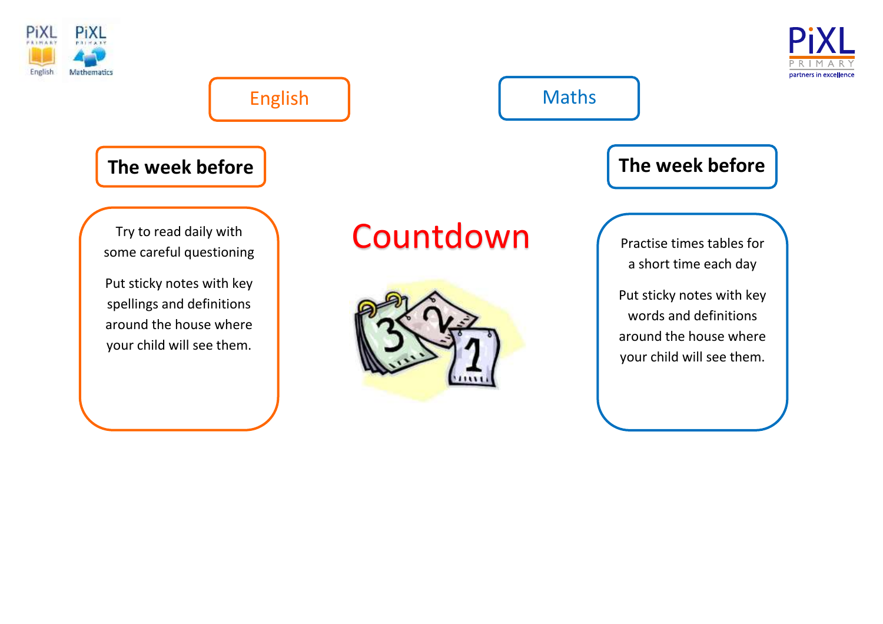# Countdown

## English

### The week before

Try to read daily with some careful questioning

Put sticky notes with key spellings and definitions around the house where your child will see them.

## Maths

### The week before

Practise times tables for a short time each day

Put sticky notes with key words and definitions around the house where your child will see them.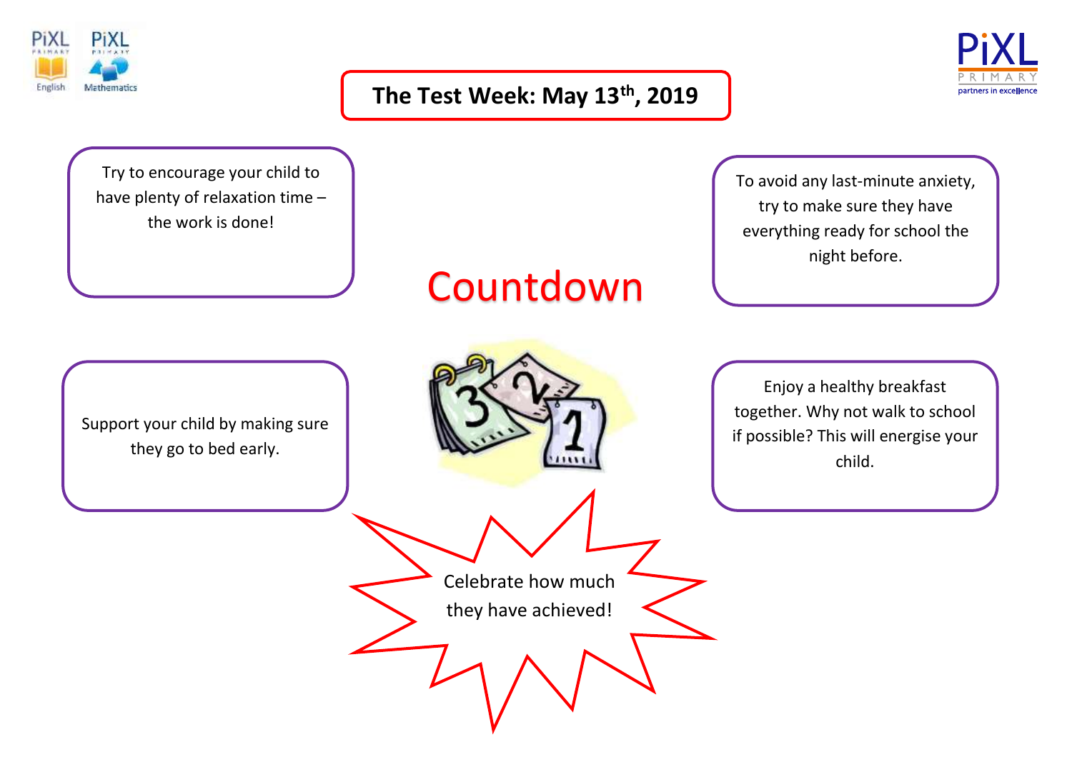# The Test Week: May 13th, 2019

## Countdown

Try to encourage your child to have plenty of relaxation time – the work is done!

To avoid any last-minute anxiety, try to make sure they have everything ready for school the night before.

Support your child by making sure they go to bed early.

Enjoy a healthy breakfast together. Why not walk to school if possible? This will energise your child.

Celebrate how much they have achieved!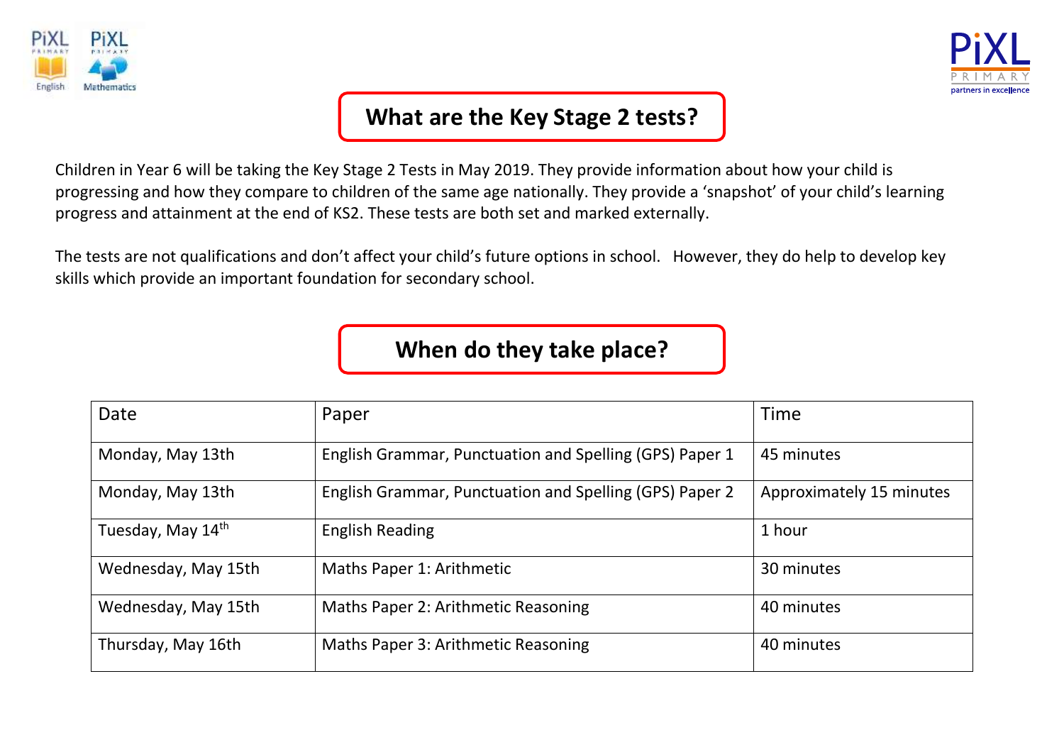## What are the Key Stage 2 tests?

Children in Year 6 will be taking the Key Stage 2 Tests in May 2019. They provide information about how your child is progressing and how they compare to children of the same age nationally. They provide a 'snapshot' of your child's learning progress and attainment at the end of KS2. These tests are both set and marked externally.

The tests are not qualifications and don't affect your child's future options in school. However, they do help to develop key skills which provide an important foundation for secondary school.

## When do they take place?

| Date | Paper | Time |
| --- | --- | --- |
| Monday, May 13th | English Grammar, Punctuation and Spelling (GPS) Paper 1 | 45 minutes |
| Monday, May 13th | English Grammar, Punctuation and Spelling (GPS) Paper 2 | Approximately 15 minutes |
| Tuesday, May 14th | English Reading | 1 hour |
| Wednesday, May 15th | Maths Paper 1: Arithmetic | 30 minutes |
| Wednesday, May 15th | Maths Paper 2: Arithmetic Reasoning | 40 minutes |
| Thursday, May 16th | Maths Paper 3: Arithmetic Reasoning | 40 minutes |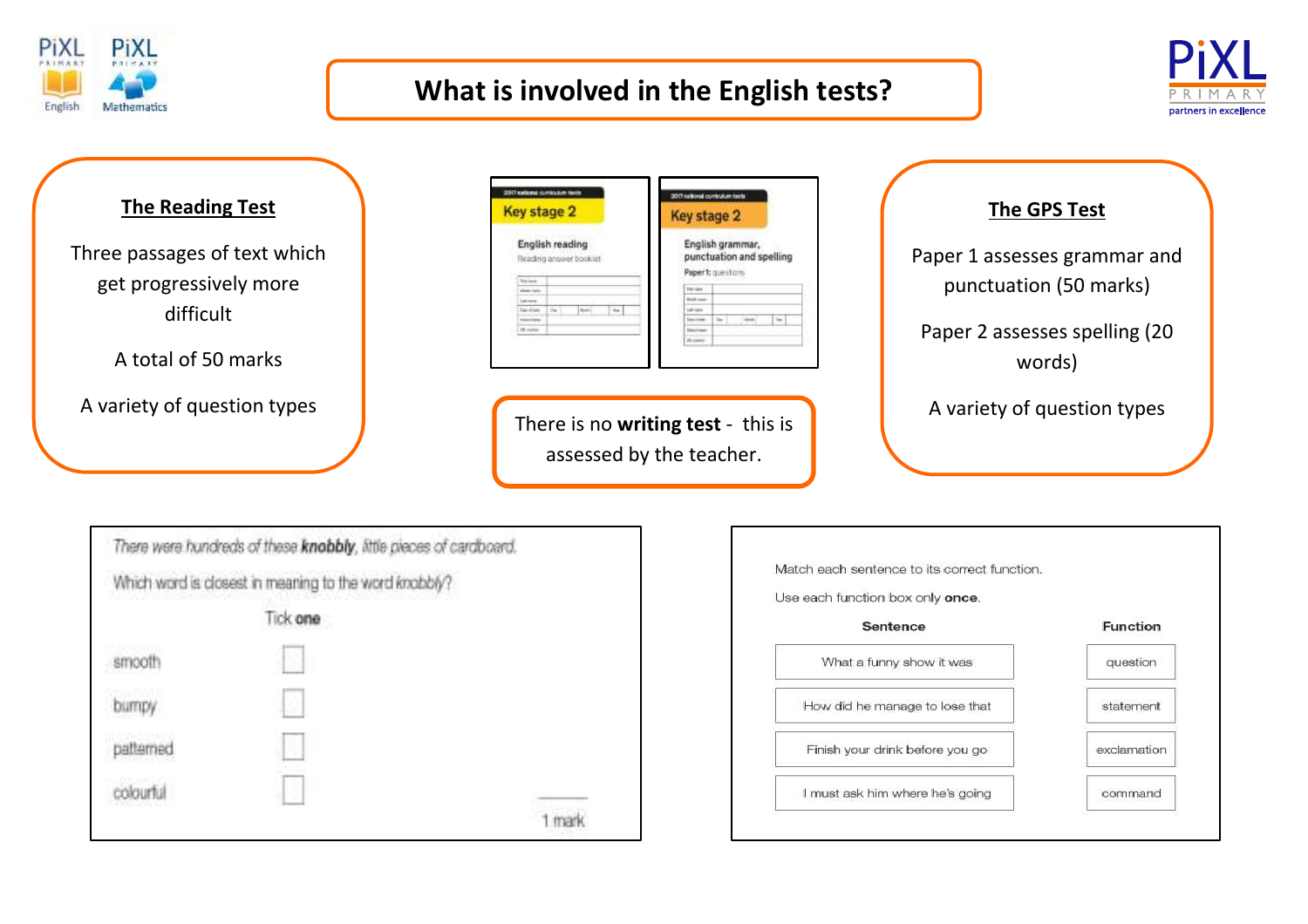# What is involved in the English tests?

## The Reading Test

Three passages of text which get progressively more difficult

A total of 50 marks

A variety of question types

There is no **writing test** - this is assessed by the teacher.

## The GPS Test

Paper 1 assesses grammar and punctuation (50 marks)

Paper 2 assesses spelling (20 words)

A variety of question types

---

*There were hundreds of these* ***knobbly****, little pieces of cardboard.*

Which word is closest in meaning to the word *knobbly*?

Tick **one**

- smooth ☐
- bumpy ☐
- patterned ☐
- colourful ☐

1 mark

---

Match each sentence to its correct function.

Use each function box only **once**.

| Sentence | Function |
| --- | --- |
| What a funny show it was | question |
| How did he manage to lose that | statement |
| Finish your drink before you go | exclamation |
| I must ask him where he's going | command |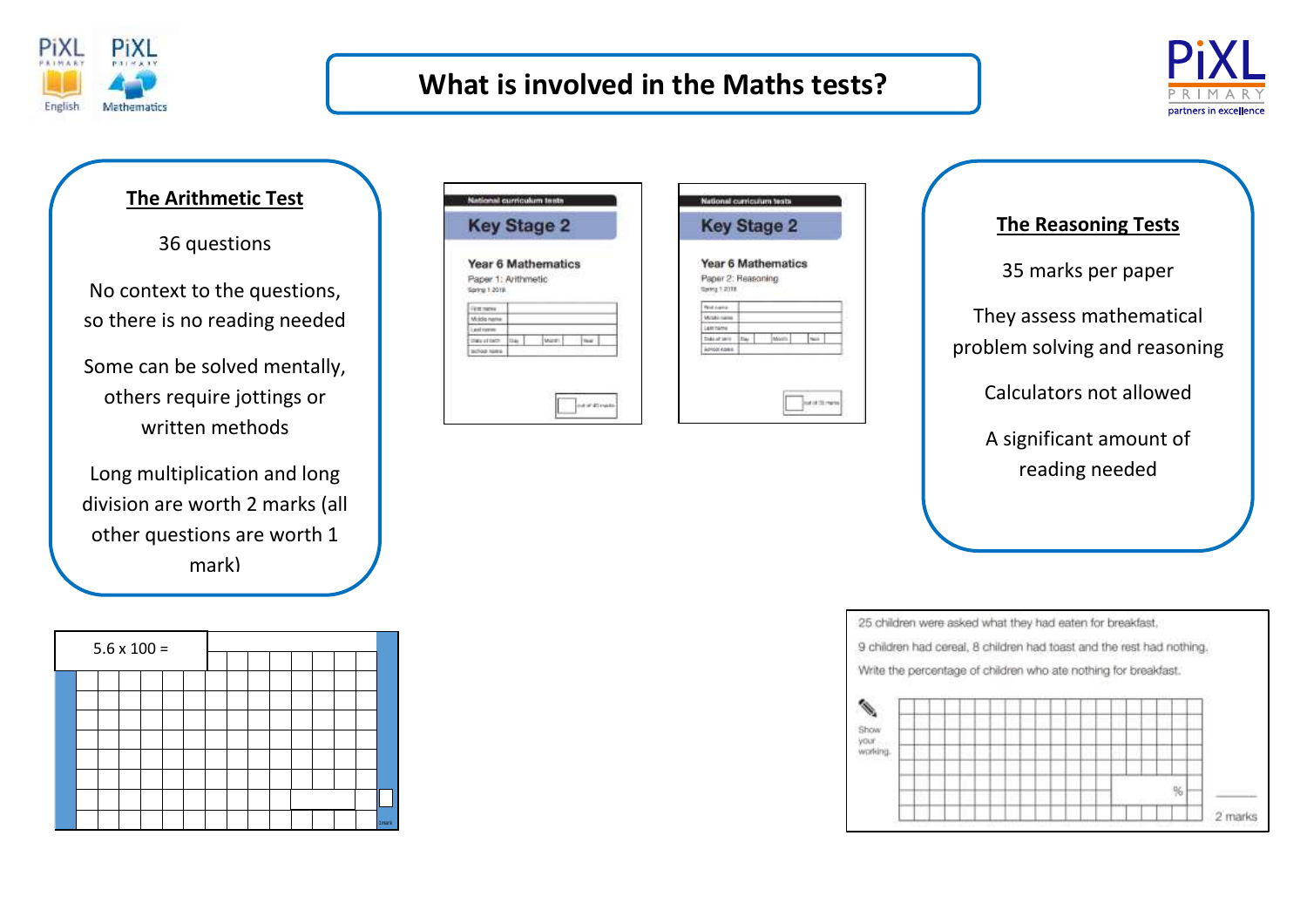# What is involved in the Maths tests?

## The Arithmetic Test

36 questions

No context to the questions, so there is no reading needed

Some can be solved mentally, others require jottings or written methods

Long multiplication and long division are worth 2 marks (all other questions are worth 1 mark)

**National curriculum tests**

**Key Stage 2**

**Year 6 Mathematics**

Paper 1: Arithmetic

**National curriculum tests**

**Key Stage 2**

**Year 6 Mathematics**

Paper 2: Reasoning

## The Reasoning Tests

35 marks per paper

They assess mathematical problem solving and reasoning

Calculators not allowed

A significant amount of reading needed

5.6 x 100 =

25 children were asked what they had eaten for breakfast.

9 children had cereal, 8 children had toast and the rest had nothing.

Write the percentage of children who ate nothing for breakfast.

Show your working.

%

2 marks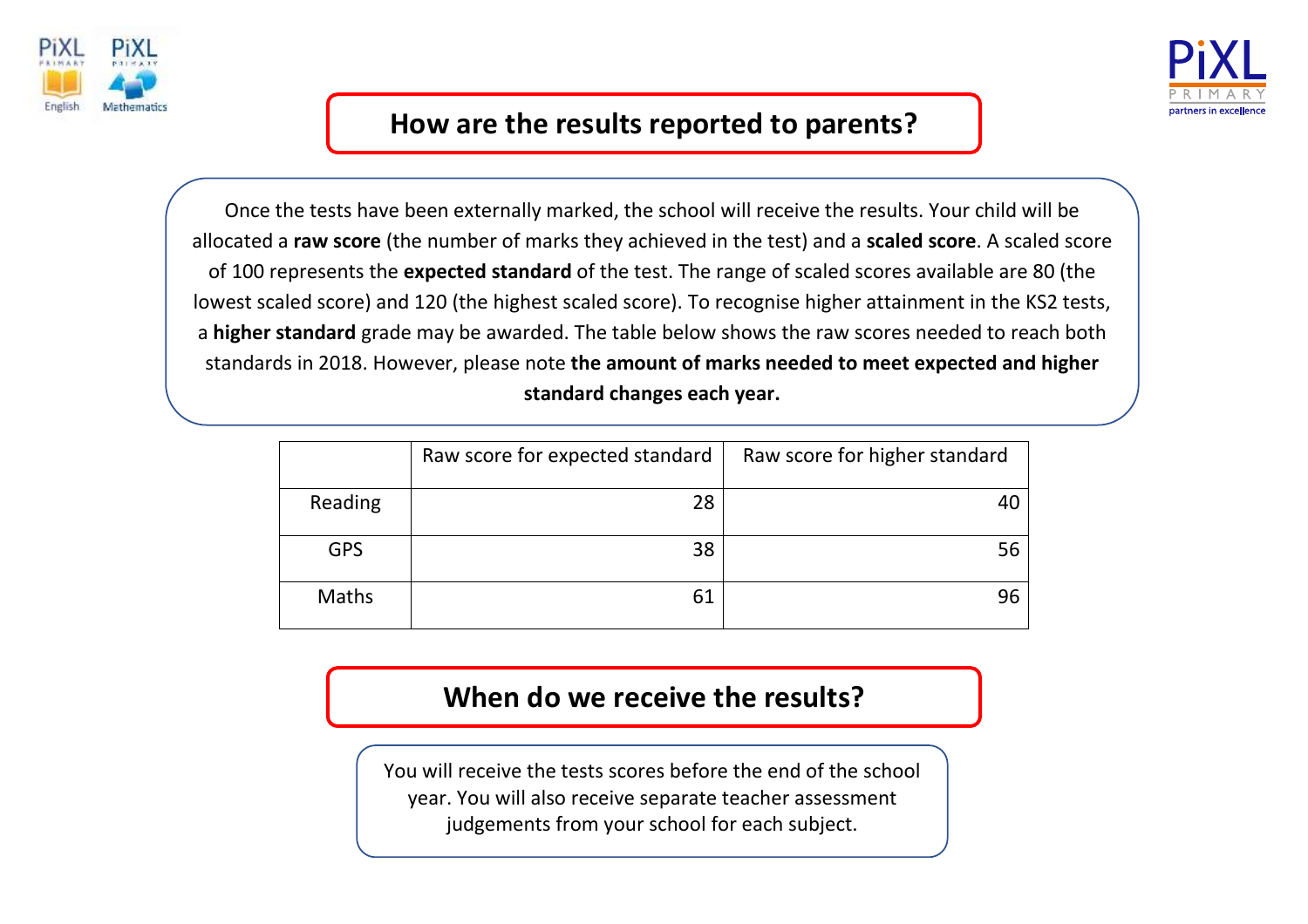## How are the results reported to parents?

Once the tests have been externally marked, the school will receive the results. Your child will be allocated a **raw score** (the number of marks they achieved in the test) and a **scaled score**. A scaled score of 100 represents the **expected standard** of the test. The range of scaled scores available are 80 (the lowest scaled score) and 120 (the highest scaled score). To recognise higher attainment in the KS2 tests, a **higher standard** grade may be awarded. The table below shows the raw scores needed to reach both standards in 2018. However, please note **the amount of marks needed to meet expected and higher standard changes each year.**

| | Raw score for expected standard | Raw score for higher standard |
|---|---|---|
| Reading | 28 | 40 |
| GPS | 38 | 56 |
| Maths | 61 | 96 |

## When do we receive the results?

You will receive the tests scores before the end of the school year. You will also receive separate teacher assessment judgements from your school for each subject.